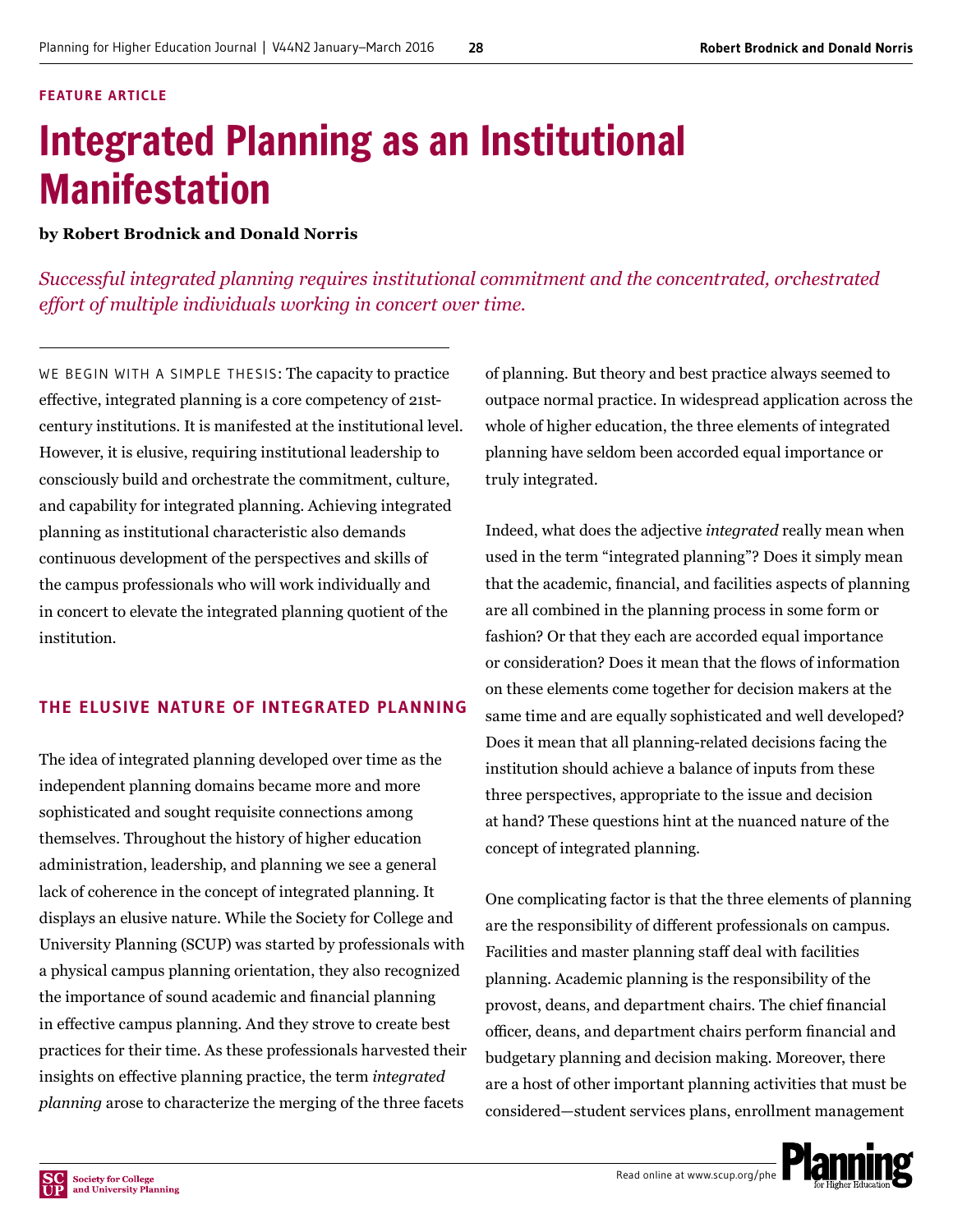FEATURE ARTICLE

# Integrated Planning as an Institutional Manifestation

**by Robert Brodnick and Donald Norris**

*Successful integrated planning requires institutional commitment and the concentrated, orchestrated effort of multiple individuals working in concert over time.*

WE BEGIN WITH A SIMPLE THESIS: The capacity to practice effective, integrated planning is a core competency of 21st-century institutions. It is manifested at the institutional level. However, it is elusive, requiring institutional leadership to consciously build and orchestrate the commitment, culture, and capability for integrated planning. Achieving integrated planning as institutional characteristic also demands continuous development of the perspectives and skills of the campus professionals who will work individually and in concert to elevate the integrated planning quotient of the institution.

## THE ELUSIVE NATURE OF INTEGRATED PLANNING

The idea of integrated planning developed over time as the independent planning domains became more and more sophisticated and sought requisite connections among themselves. Throughout the history of higher education administration, leadership, and planning we see a general lack of coherence in the concept of integrated planning. It displays an elusive nature. While the Society for College and University Planning (SCUP) was started by professionals with a physical campus planning orientation, they also recognized the importance of sound academic and financial planning in effective campus planning. And they strove to create best practices for their time. As these professionals harvested their insights on effective planning practice, the term *integrated planning* arose to characterize the merging of the three facets of planning. But theory and best practice always seemed to outpace normal practice. In widespread application across the whole of higher education, the three elements of integrated planning have seldom been accorded equal importance or truly integrated.

Indeed, what does the adjective *integrated* really mean when used in the term "integrated planning"? Does it simply mean that the academic, financial, and facilities aspects of planning are all combined in the planning process in some form or fashion? Or that they each are accorded equal importance or consideration? Does it mean that the flows of information on these elements come together for decision makers at the same time and are equally sophisticated and well developed? Does it mean that all planning-related decisions facing the institution should achieve a balance of inputs from these three perspectives, appropriate to the issue and decision at hand? These questions hint at the nuanced nature of the concept of integrated planning.

One complicating factor is that the three elements of planning are the responsibility of different professionals on campus. Facilities and master planning staff deal with facilities planning. Academic planning is the responsibility of the provost, deans, and department chairs. The chief financial officer, deans, and department chairs perform financial and budgetary planning and decision making. Moreover, there are a host of other important planning activities that must be considered—student services plans, enrollment management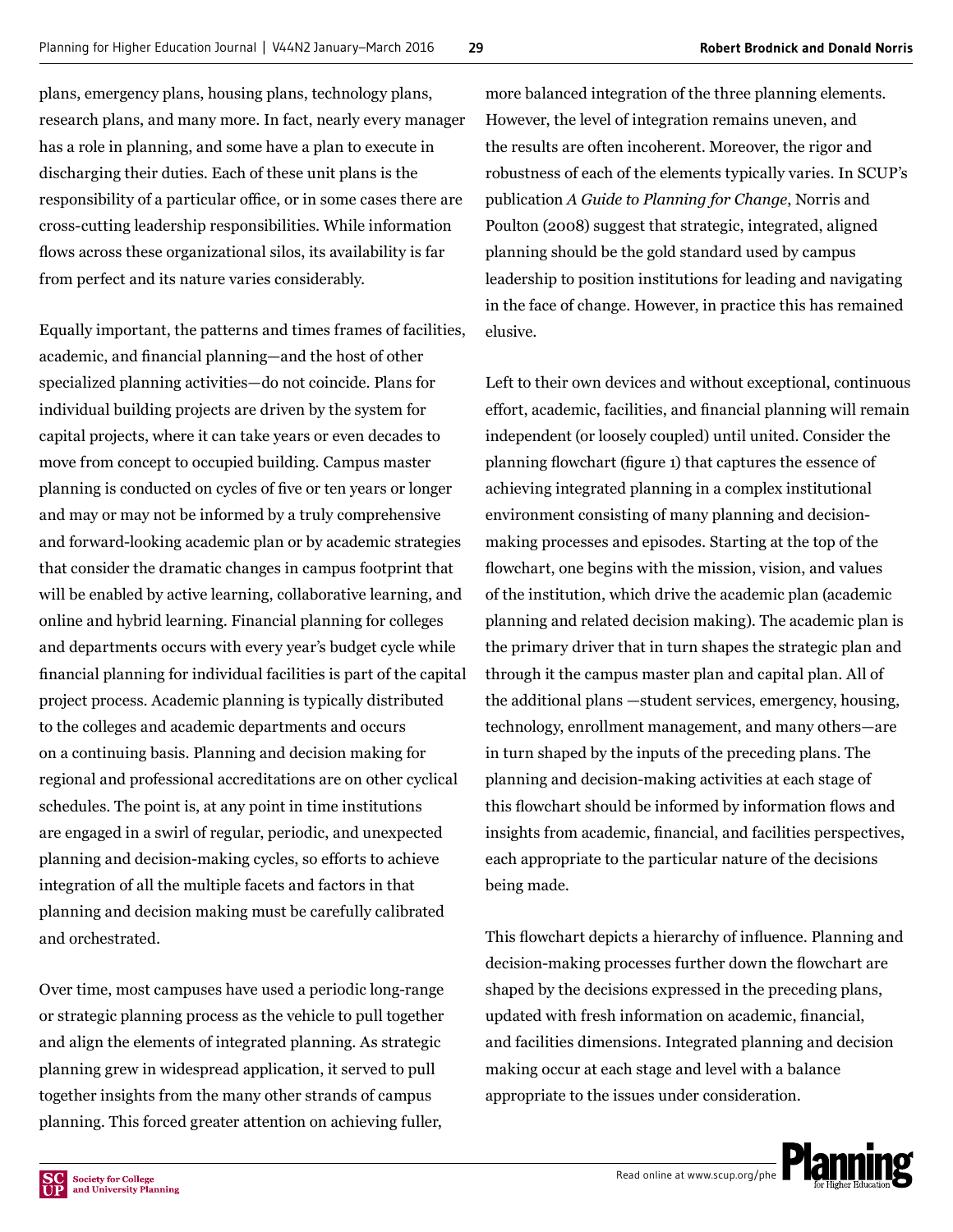plans, emergency plans, housing plans, technology plans, research plans, and many more. In fact, nearly every manager has a role in planning, and some have a plan to execute in discharging their duties. Each of these unit plans is the responsibility of a particular office, or in some cases there are cross-cutting leadership responsibilities. While information flows across these organizational silos, its availability is far from perfect and its nature varies considerably.

Equally important, the patterns and times frames of facilities, academic, and financial planning—and the host of other specialized planning activities—do not coincide. Plans for individual building projects are driven by the system for capital projects, where it can take years or even decades to move from concept to occupied building. Campus master planning is conducted on cycles of five or ten years or longer and may or may not be informed by a truly comprehensive and forward-looking academic plan or by academic strategies that consider the dramatic changes in campus footprint that will be enabled by active learning, collaborative learning, and online and hybrid learning. Financial planning for colleges and departments occurs with every year's budget cycle while financial planning for individual facilities is part of the capital project process. Academic planning is typically distributed to the colleges and academic departments and occurs on a continuing basis. Planning and decision making for regional and professional accreditations are on other cyclical schedules. The point is, at any point in time institutions are engaged in a swirl of regular, periodic, and unexpected planning and decision-making cycles, so efforts to achieve integration of all the multiple facets and factors in that planning and decision making must be carefully calibrated and orchestrated.

Over time, most campuses have used a periodic long-range or strategic planning process as the vehicle to pull together and align the elements of integrated planning. As strategic planning grew in widespread application, it served to pull together insights from the many other strands of campus planning. This forced greater attention on achieving fuller, more balanced integration of the three planning elements. However, the level of integration remains uneven, and the results are often incoherent. Moreover, the rigor and robustness of each of the elements typically varies. In SCUP's publication *A Guide to Planning for Change*, Norris and Poulton (2008) suggest that strategic, integrated, aligned planning should be the gold standard used by campus leadership to position institutions for leading and navigating in the face of change. However, in practice this has remained elusive.

Left to their own devices and without exceptional, continuous effort, academic, facilities, and financial planning will remain independent (or loosely coupled) until united. Consider the planning flowchart (figure 1) that captures the essence of achieving integrated planning in a complex institutional environment consisting of many planning and decision-making processes and episodes. Starting at the top of the flowchart, one begins with the mission, vision, and values of the institution, which drive the academic plan (academic planning and related decision making). The academic plan is the primary driver that in turn shapes the strategic plan and through it the campus master plan and capital plan. All of the additional plans —student services, emergency, housing, technology, enrollment management, and many others—are in turn shaped by the inputs of the preceding plans. The planning and decision-making activities at each stage of this flowchart should be informed by information flows and insights from academic, financial, and facilities perspectives, each appropriate to the particular nature of the decisions being made.

This flowchart depicts a hierarchy of influence. Planning and decision-making processes further down the flowchart are shaped by the decisions expressed in the preceding plans, updated with fresh information on academic, financial, and facilities dimensions. Integrated planning and decision making occur at each stage and level with a balance appropriate to the issues under consideration.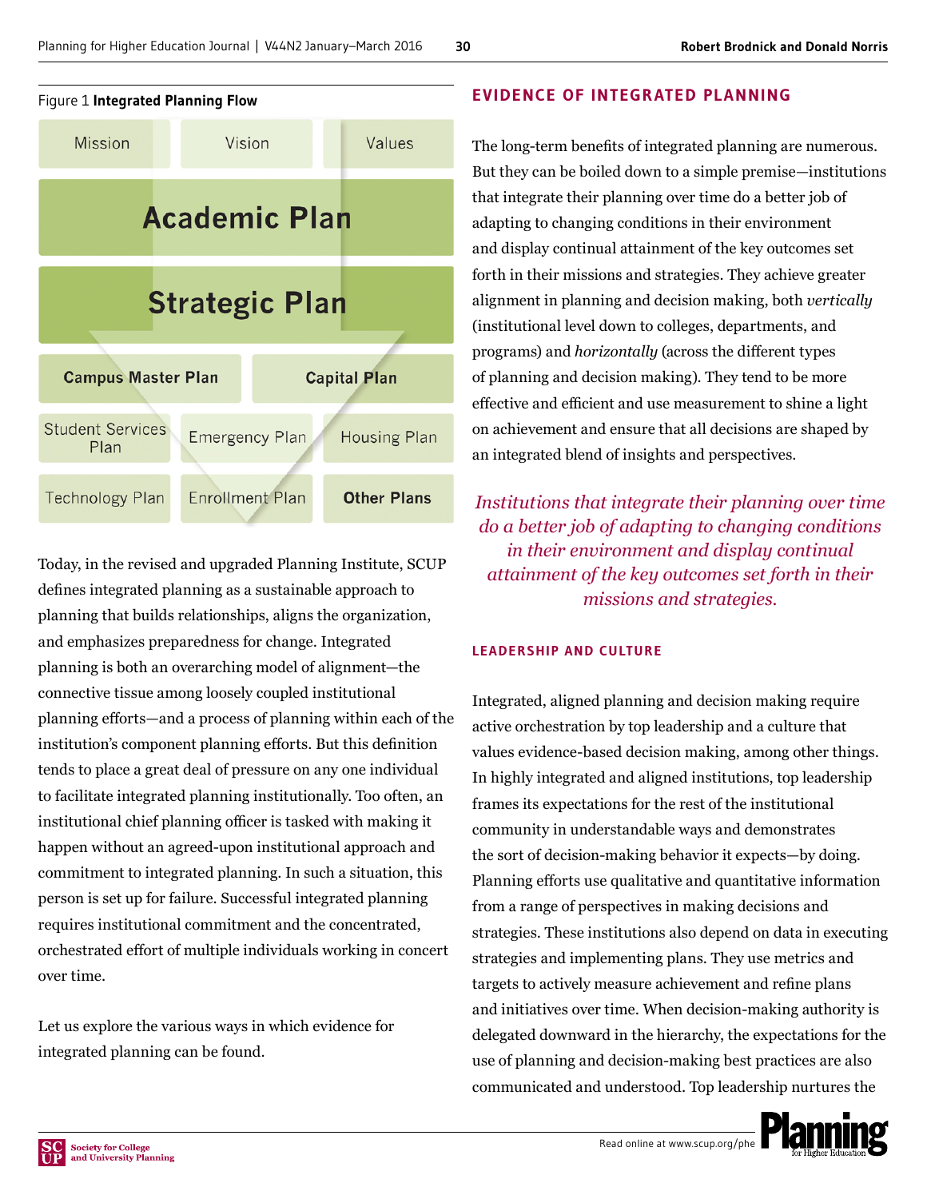Figure 1 **Integrated Planning Flow**

| Mission | Vision | Values |
|---|---|---|
| **Academic Plan** | | |
| **Strategic Plan** | | |
| **Campus Master Plan** | **Capital Plan** | |
| Student Services Plan | Emergency Plan | Housing Plan |
| Technology Plan | Enrollment Plan | **Other Plans** |

Today, in the revised and upgraded Planning Institute, SCUP defines integrated planning as a sustainable approach to planning that builds relationships, aligns the organization, and emphasizes preparedness for change. Integrated planning is both an overarching model of alignment—the connective tissue among loosely coupled institutional planning efforts—and a process of planning within each of the institution's component planning efforts. But this definition tends to place a great deal of pressure on any one individual to facilitate integrated planning institutionally. Too often, an institutional chief planning officer is tasked with making it happen without an agreed-upon institutional approach and commitment to integrated planning. In such a situation, this person is set up for failure. Successful integrated planning requires institutional commitment and the concentrated, orchestrated effort of multiple individuals working in concert over time.

Let us explore the various ways in which evidence for integrated planning can be found.

## EVIDENCE OF INTEGRATED PLANNING

The long-term benefits of integrated planning are numerous. But they can be boiled down to a simple premise—institutions that integrate their planning over time do a better job of adapting to changing conditions in their environment and display continual attainment of the key outcomes set forth in their missions and strategies. They achieve greater alignment in planning and decision making, both *vertically* (institutional level down to colleges, departments, and programs) and *horizontally* (across the different types of planning and decision making). They tend to be more effective and efficient and use measurement to shine a light on achievement and ensure that all decisions are shaped by an integrated blend of insights and perspectives.

*Institutions that integrate their planning over time do a better job of adapting to changing conditions in their environment and display continual attainment of the key outcomes set forth in their missions and strategies.*

### LEADERSHIP AND CULTURE

Integrated, aligned planning and decision making require active orchestration by top leadership and a culture that values evidence-based decision making, among other things. In highly integrated and aligned institutions, top leadership frames its expectations for the rest of the institutional community in understandable ways and demonstrates the sort of decision-making behavior it expects—by doing. Planning efforts use qualitative and quantitative information from a range of perspectives in making decisions and strategies. These institutions also depend on data in executing strategies and implementing plans. They use metrics and targets to actively measure achievement and refine plans and initiatives over time. When decision-making authority is delegated downward in the hierarchy, the expectations for the use of planning and decision-making best practices are also communicated and understood. Top leadership nurtures the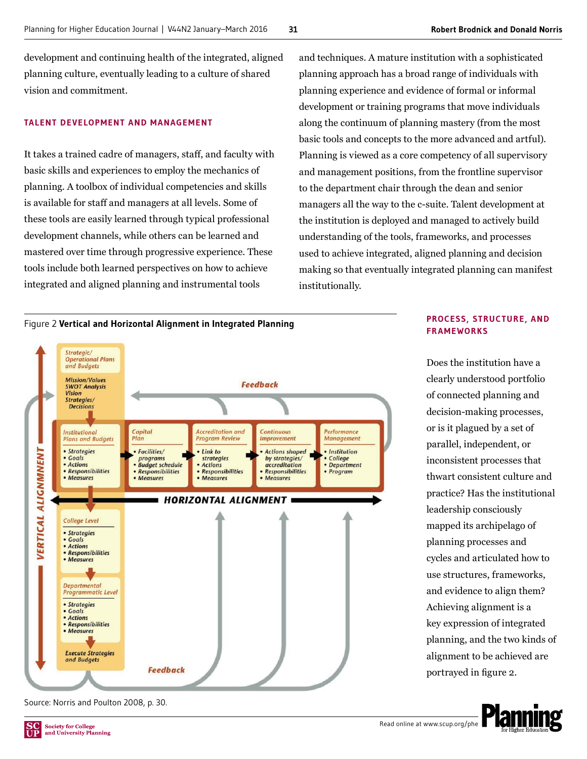development and continuing health of the integrated, aligned planning culture, eventually leading to a culture of shared vision and commitment.

## TALENT DEVELOPMENT AND MANAGEMENT

It takes a trained cadre of managers, staff, and faculty with basic skills and experiences to employ the mechanics of planning. A toolbox of individual competencies and skills is available for staff and managers at all levels. Some of these tools are easily learned through typical professional development channels, while others can be learned and mastered over time through progressive experience. These tools include both learned perspectives on how to achieve integrated and aligned planning and instrumental tools and techniques. A mature institution with a sophisticated planning approach has a broad range of individuals with planning experience and evidence of formal or informal development or training programs that move individuals along the continuum of planning mastery (from the most basic tools and concepts to the more advanced and artful). Planning is viewed as a core competency of all supervisory and management positions, from the frontline supervisor to the department chair through the dean and senior managers all the way to the c-suite. Talent development at the institution is deployed and managed to actively build understanding of the tools, frameworks, and processes used to achieve integrated, aligned planning and decision making so that eventually integrated planning can manifest institutionally.

Figure 2 **Vertical and Horizontal Alignment in Integrated Planning**

Source: Norris and Poulton 2008, p. 30.

## PROCESS, STRUCTURE, AND FRAMEWORKS

Does the institution have a clearly understood portfolio of connected planning and decision-making processes, or is it plagued by a set of parallel, independent, or inconsistent processes that thwart consistent culture and practice? Has the institutional leadership consciously mapped its archipelago of planning processes and cycles and articulated how to use structures, frameworks, and evidence to align them? Achieving alignment is a key expression of integrated planning, and the two kinds of alignment to be achieved are portrayed in figure 2.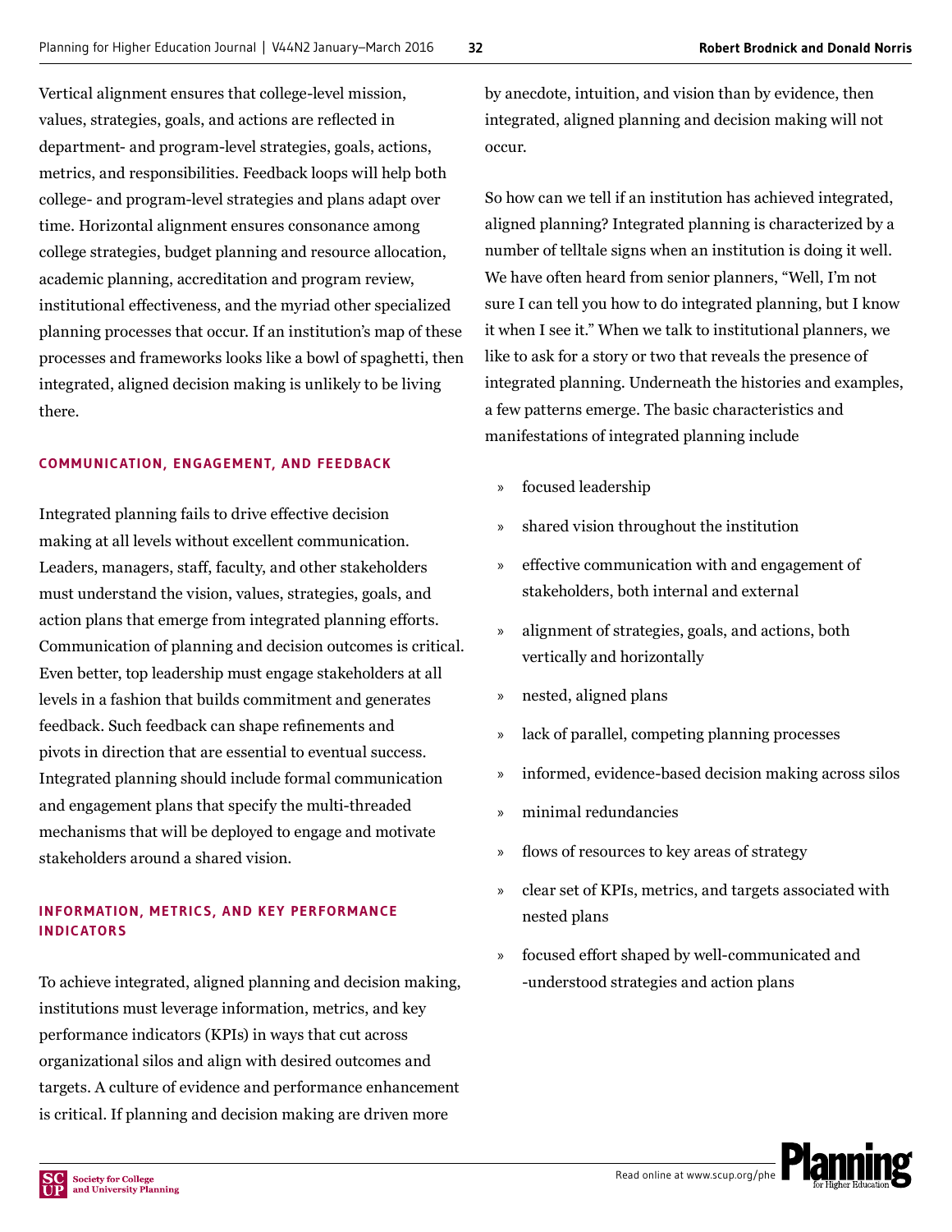Vertical alignment ensures that college-level mission, values, strategies, goals, and actions are reflected in department- and program-level strategies, goals, actions, metrics, and responsibilities. Feedback loops will help both college- and program-level strategies and plans adapt over time. Horizontal alignment ensures consonance among college strategies, budget planning and resource allocation, academic planning, accreditation and program review, institutional effectiveness, and the myriad other specialized planning processes that occur. If an institution's map of these processes and frameworks looks like a bowl of spaghetti, then integrated, aligned decision making is unlikely to be living there.

### COMMUNICATION, ENGAGEMENT, AND FEEDBACK

Integrated planning fails to drive effective decision making at all levels without excellent communication. Leaders, managers, staff, faculty, and other stakeholders must understand the vision, values, strategies, goals, and action plans that emerge from integrated planning efforts. Communication of planning and decision outcomes is critical. Even better, top leadership must engage stakeholders at all levels in a fashion that builds commitment and generates feedback. Such feedback can shape refinements and pivots in direction that are essential to eventual success. Integrated planning should include formal communication and engagement plans that specify the multi-threaded mechanisms that will be deployed to engage and motivate stakeholders around a shared vision.

### INFORMATION, METRICS, AND KEY PERFORMANCE INDICATORS

To achieve integrated, aligned planning and decision making, institutions must leverage information, metrics, and key performance indicators (KPIs) in ways that cut across organizational silos and align with desired outcomes and targets. A culture of evidence and performance enhancement is critical. If planning and decision making are driven more by anecdote, intuition, and vision than by evidence, then integrated, aligned planning and decision making will not occur.

So how can we tell if an institution has achieved integrated, aligned planning? Integrated planning is characterized by a number of telltale signs when an institution is doing it well. We have often heard from senior planners, "Well, I'm not sure I can tell you how to do integrated planning, but I know it when I see it." When we talk to institutional planners, we like to ask for a story or two that reveals the presence of integrated planning. Underneath the histories and examples, a few patterns emerge. The basic characteristics and manifestations of integrated planning include

- focused leadership
- shared vision throughout the institution
- effective communication with and engagement of stakeholders, both internal and external
- alignment of strategies, goals, and actions, both vertically and horizontally
- nested, aligned plans
- lack of parallel, competing planning processes
- informed, evidence-based decision making across silos
- minimal redundancies
- flows of resources to key areas of strategy
- clear set of KPIs, metrics, and targets associated with nested plans
- focused effort shaped by well-communicated and -understood strategies and action plans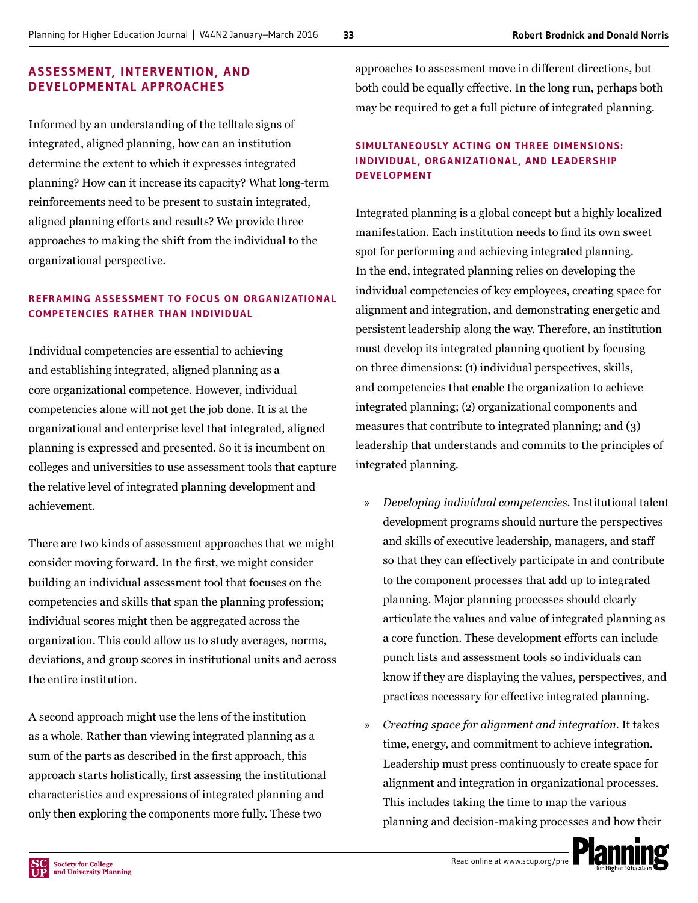## ASSESSMENT, INTERVENTION, AND DEVELOPMENTAL APPROACHES

Informed by an understanding of the telltale signs of integrated, aligned planning, how can an institution determine the extent to which it expresses integrated planning? How can it increase its capacity? What long-term reinforcements need to be present to sustain integrated, aligned planning efforts and results? We provide three approaches to making the shift from the individual to the organizational perspective.

### REFRAMING ASSESSMENT TO FOCUS ON ORGANIZATIONAL COMPETENCIES RATHER THAN INDIVIDUAL

Individual competencies are essential to achieving and establishing integrated, aligned planning as a core organizational competence. However, individual competencies alone will not get the job done. It is at the organizational and enterprise level that integrated, aligned planning is expressed and presented. So it is incumbent on colleges and universities to use assessment tools that capture the relative level of integrated planning development and achievement.

There are two kinds of assessment approaches that we might consider moving forward. In the first, we might consider building an individual assessment tool that focuses on the competencies and skills that span the planning profession; individual scores might then be aggregated across the organization. This could allow us to study averages, norms, deviations, and group scores in institutional units and across the entire institution.

A second approach might use the lens of the institution as a whole. Rather than viewing integrated planning as a sum of the parts as described in the first approach, this approach starts holistically, first assessing the institutional characteristics and expressions of integrated planning and only then exploring the components more fully. These two approaches to assessment move in different directions, but both could be equally effective. In the long run, perhaps both may be required to get a full picture of integrated planning.

### SIMULTANEOUSLY ACTING ON THREE DIMENSIONS: INDIVIDUAL, ORGANIZATIONAL, AND LEADERSHIP DEVELOPMENT

Integrated planning is a global concept but a highly localized manifestation. Each institution needs to find its own sweet spot for performing and achieving integrated planning. In the end, integrated planning relies on developing the individual competencies of key employees, creating space for alignment and integration, and demonstrating energetic and persistent leadership along the way. Therefore, an institution must develop its integrated planning quotient by focusing on three dimensions: (1) individual perspectives, skills, and competencies that enable the organization to achieve integrated planning; (2) organizational components and measures that contribute to integrated planning; and (3) leadership that understands and commits to the principles of integrated planning.

- *Developing individual competencies.* Institutional talent development programs should nurture the perspectives and skills of executive leadership, managers, and staff so that they can effectively participate in and contribute to the component processes that add up to integrated planning. Major planning processes should clearly articulate the values and value of integrated planning as a core function. These development efforts can include punch lists and assessment tools so individuals can know if they are displaying the values, perspectives, and practices necessary for effective integrated planning.
- *Creating space for alignment and integration.* It takes time, energy, and commitment to achieve integration. Leadership must press continuously to create space for alignment and integration in organizational processes. This includes taking the time to map the various planning and decision-making processes and how their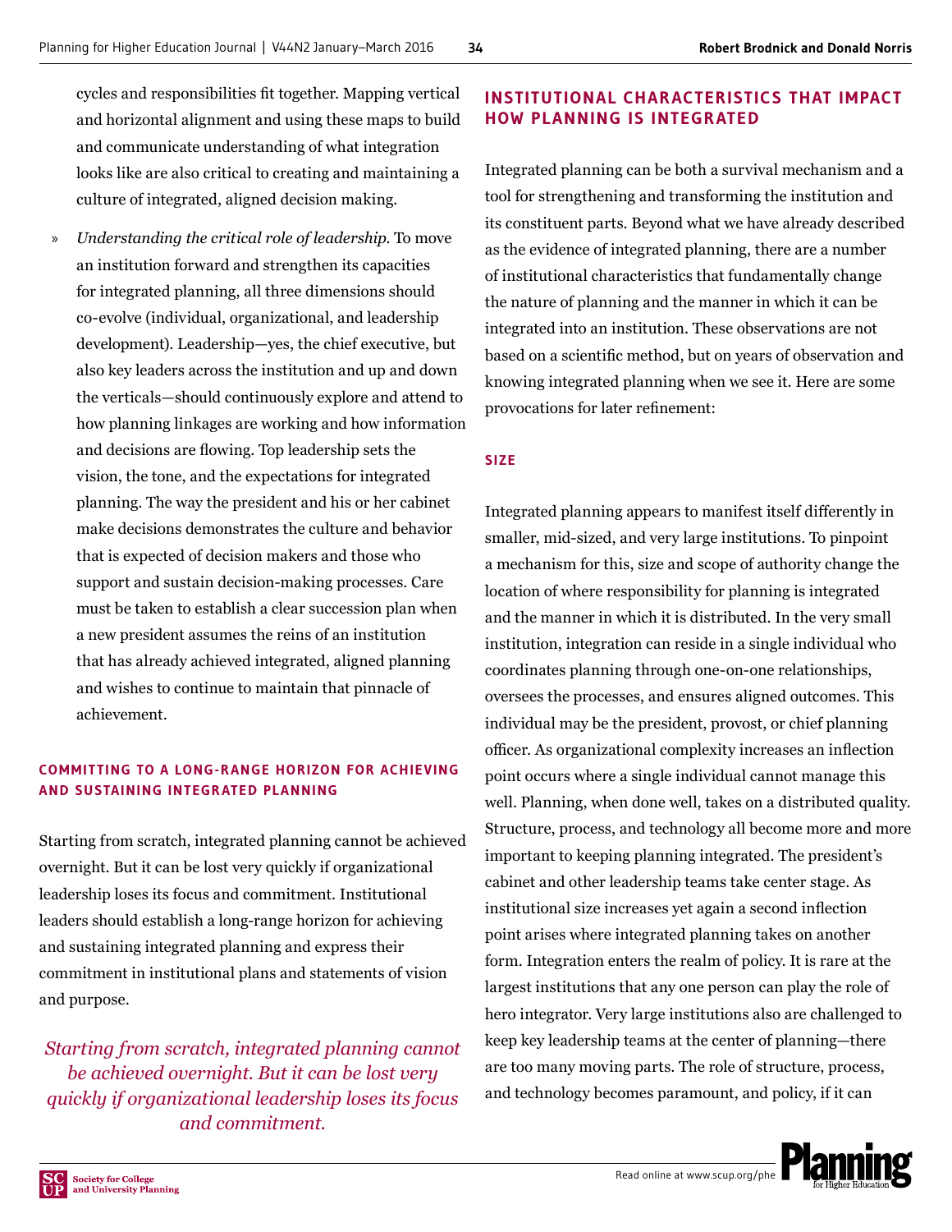cycles and responsibilities fit together. Mapping vertical and horizontal alignment and using these maps to build and communicate understanding of what integration looks like are also critical to creating and maintaining a culture of integrated, aligned decision making.

» *Understanding the critical role of leadership.* To move an institution forward and strengthen its capacities for integrated planning, all three dimensions should co-evolve (individual, organizational, and leadership development). Leadership—yes, the chief executive, but also key leaders across the institution and up and down the verticals—should continuously explore and attend to how planning linkages are working and how information and decisions are flowing. Top leadership sets the vision, the tone, and the expectations for integrated planning. The way the president and his or her cabinet make decisions demonstrates the culture and behavior that is expected of decision makers and those who support and sustain decision-making processes. Care must be taken to establish a clear succession plan when a new president assumes the reins of an institution that has already achieved integrated, aligned planning and wishes to continue to maintain that pinnacle of achievement.

### COMMITTING TO A LONG-RANGE HORIZON FOR ACHIEVING AND SUSTAINING INTEGRATED PLANNING

Starting from scratch, integrated planning cannot be achieved overnight. But it can be lost very quickly if organizational leadership loses its focus and commitment. Institutional leaders should establish a long-range horizon for achieving and sustaining integrated planning and express their commitment in institutional plans and statements of vision and purpose.

*Starting from scratch, integrated planning cannot be achieved overnight. But it can be lost very quickly if organizational leadership loses its focus and commitment.*

## INSTITUTIONAL CHARACTERISTICS THAT IMPACT HOW PLANNING IS INTEGRATED

Integrated planning can be both a survival mechanism and a tool for strengthening and transforming the institution and its constituent parts. Beyond what we have already described as the evidence of integrated planning, there are a number of institutional characteristics that fundamentally change the nature of planning and the manner in which it can be integrated into an institution. These observations are not based on a scientific method, but on years of observation and knowing integrated planning when we see it. Here are some provocations for later refinement:

### SIZE

Integrated planning appears to manifest itself differently in smaller, mid-sized, and very large institutions. To pinpoint a mechanism for this, size and scope of authority change the location of where responsibility for planning is integrated and the manner in which it is distributed. In the very small institution, integration can reside in a single individual who coordinates planning through one-on-one relationships, oversees the processes, and ensures aligned outcomes. This individual may be the president, provost, or chief planning officer. As organizational complexity increases an inflection point occurs where a single individual cannot manage this well. Planning, when done well, takes on a distributed quality. Structure, process, and technology all become more and more important to keeping planning integrated. The president's cabinet and other leadership teams take center stage. As institutional size increases yet again a second inflection point arises where integrated planning takes on another form. Integration enters the realm of policy. It is rare at the largest institutions that any one person can play the role of hero integrator. Very large institutions also are challenged to keep key leadership teams at the center of planning—there are too many moving parts. The role of structure, process, and technology becomes paramount, and policy, if it can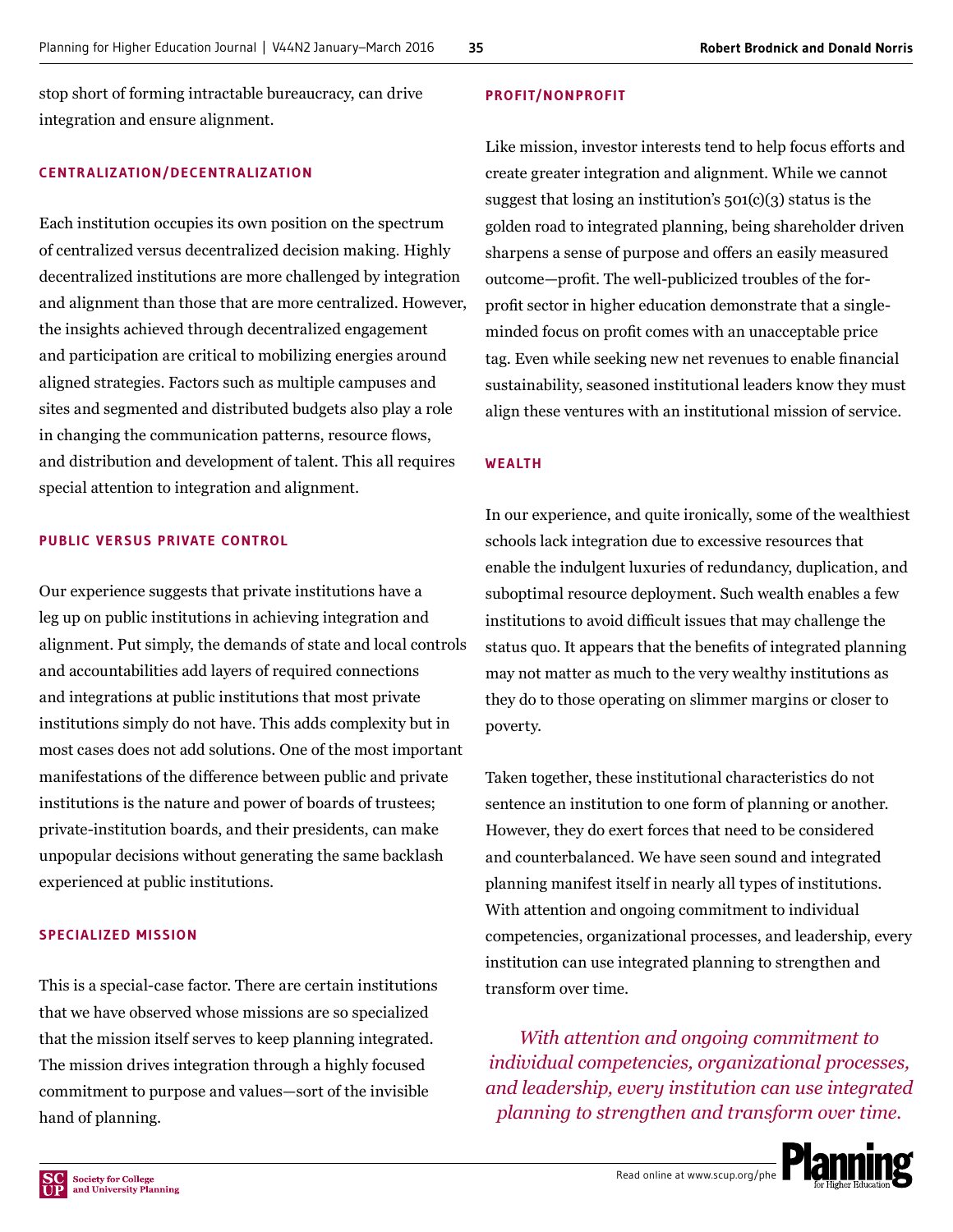stop short of forming intractable bureaucracy, can drive integration and ensure alignment.

### CENTRALIZATION/DECENTRALIZATION

Each institution occupies its own position on the spectrum of centralized versus decentralized decision making. Highly decentralized institutions are more challenged by integration and alignment than those that are more centralized. However, the insights achieved through decentralized engagement and participation are critical to mobilizing energies around aligned strategies. Factors such as multiple campuses and sites and segmented and distributed budgets also play a role in changing the communication patterns, resource flows, and distribution and development of talent. This all requires special attention to integration and alignment.

### PUBLIC VERSUS PRIVATE CONTROL

Our experience suggests that private institutions have a leg up on public institutions in achieving integration and alignment. Put simply, the demands of state and local controls and accountabilities add layers of required connections and integrations at public institutions that most private institutions simply do not have. This adds complexity but in most cases does not add solutions. One of the most important manifestations of the difference between public and private institutions is the nature and power of boards of trustees; private-institution boards, and their presidents, can make unpopular decisions without generating the same backlash experienced at public institutions.

### SPECIALIZED MISSION

This is a special-case factor. There are certain institutions that we have observed whose missions are so specialized that the mission itself serves to keep planning integrated. The mission drives integration through a highly focused commitment to purpose and values—sort of the invisible hand of planning.

### PROFIT/NONPROFIT

Like mission, investor interests tend to help focus efforts and create greater integration and alignment. While we cannot suggest that losing an institution's 501(c)(3) status is the golden road to integrated planning, being shareholder driven sharpens a sense of purpose and offers an easily measured outcome—profit. The well-publicized troubles of the for-profit sector in higher education demonstrate that a single-minded focus on profit comes with an unacceptable price tag. Even while seeking new net revenues to enable financial sustainability, seasoned institutional leaders know they must align these ventures with an institutional mission of service.

### WEALTH

In our experience, and quite ironically, some of the wealthiest schools lack integration due to excessive resources that enable the indulgent luxuries of redundancy, duplication, and suboptimal resource deployment. Such wealth enables a few institutions to avoid difficult issues that may challenge the status quo. It appears that the benefits of integrated planning may not matter as much to the very wealthy institutions as they do to those operating on slimmer margins or closer to poverty.

Taken together, these institutional characteristics do not sentence an institution to one form of planning or another. However, they do exert forces that need to be considered and counterbalanced. We have seen sound and integrated planning manifest itself in nearly all types of institutions. With attention and ongoing commitment to individual competencies, organizational processes, and leadership, every institution can use integrated planning to strengthen and transform over time.

*With attention and ongoing commitment to individual competencies, organizational processes, and leadership, every institution can use integrated planning to strengthen and transform over time.*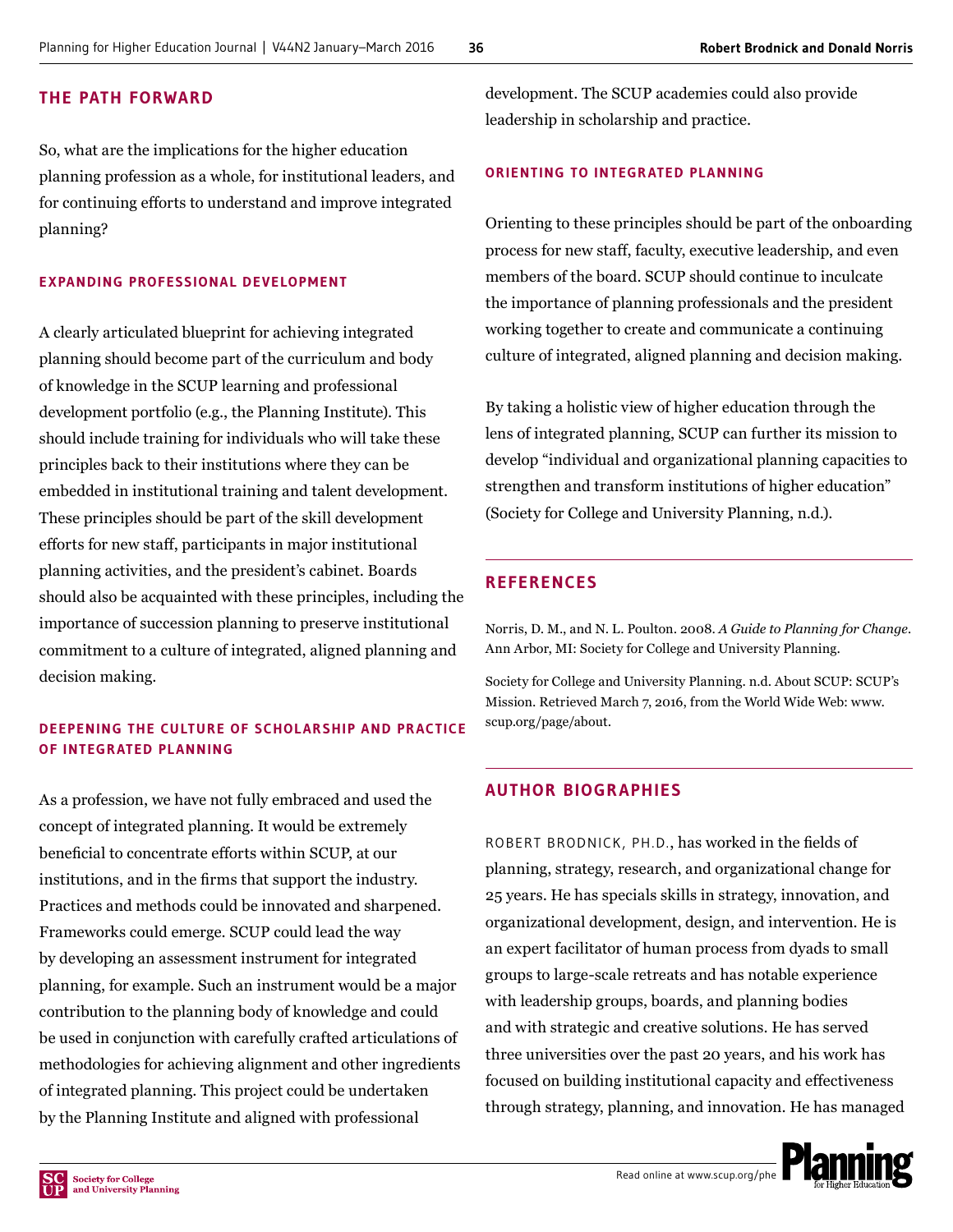## THE PATH FORWARD

So, what are the implications for the higher education planning profession as a whole, for institutional leaders, and for continuing efforts to understand and improve integrated planning?

### EXPANDING PROFESSIONAL DEVELOPMENT

A clearly articulated blueprint for achieving integrated planning should become part of the curriculum and body of knowledge in the SCUP learning and professional development portfolio (e.g., the Planning Institute). This should include training for individuals who will take these principles back to their institutions where they can be embedded in institutional training and talent development. These principles should be part of the skill development efforts for new staff, participants in major institutional planning activities, and the president's cabinet. Boards should also be acquainted with these principles, including the importance of succession planning to preserve institutional commitment to a culture of integrated, aligned planning and decision making.

### DEEPENING THE CULTURE OF SCHOLARSHIP AND PRACTICE OF INTEGRATED PLANNING

As a profession, we have not fully embraced and used the concept of integrated planning. It would be extremely beneficial to concentrate efforts within SCUP, at our institutions, and in the firms that support the industry. Practices and methods could be innovated and sharpened. Frameworks could emerge. SCUP could lead the way by developing an assessment instrument for integrated planning, for example. Such an instrument would be a major contribution to the planning body of knowledge and could be used in conjunction with carefully crafted articulations of methodologies for achieving alignment and other ingredients of integrated planning. This project could be undertaken by the Planning Institute and aligned with professional development. The SCUP academies could also provide leadership in scholarship and practice.

### ORIENTING TO INTEGRATED PLANNING

Orienting to these principles should be part of the onboarding process for new staff, faculty, executive leadership, and even members of the board. SCUP should continue to inculcate the importance of planning professionals and the president working together to create and communicate a continuing culture of integrated, aligned planning and decision making.

By taking a holistic view of higher education through the lens of integrated planning, SCUP can further its mission to develop "individual and organizational planning capacities to strengthen and transform institutions of higher education" (Society for College and University Planning, n.d.).

## REFERENCES

Norris, D. M., and N. L. Poulton. 2008. *A Guide to Planning for Change*. Ann Arbor, MI: Society for College and University Planning.

Society for College and University Planning. n.d. About SCUP: SCUP's Mission. Retrieved March 7, 2016, from the World Wide Web: www.scup.org/page/about.

## AUTHOR BIOGRAPHIES

ROBERT BRODNICK, PH.D., has worked in the fields of planning, strategy, research, and organizational change for 25 years. He has specials skills in strategy, innovation, and organizational development, design, and intervention. He is an expert facilitator of human process from dyads to small groups to large-scale retreats and has notable experience with leadership groups, boards, and planning bodies and with strategic and creative solutions. He has served three universities over the past 20 years, and his work has focused on building institutional capacity and effectiveness through strategy, planning, and innovation. He has managed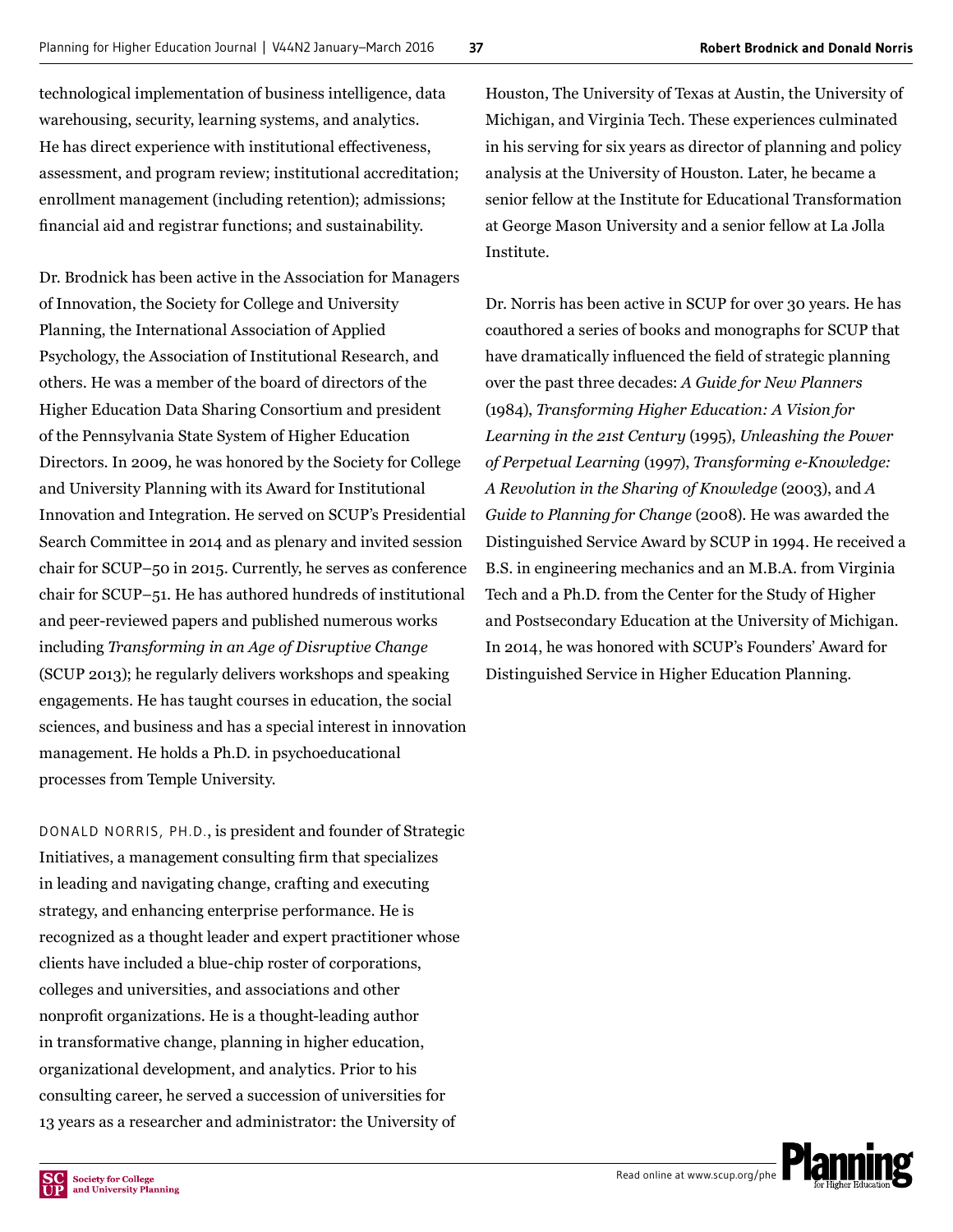technological implementation of business intelligence, data warehousing, security, learning systems, and analytics. He has direct experience with institutional effectiveness, assessment, and program review; institutional accreditation; enrollment management (including retention); admissions; financial aid and registrar functions; and sustainability.

Dr. Brodnick has been active in the Association for Managers of Innovation, the Society for College and University Planning, the International Association of Applied Psychology, the Association of Institutional Research, and others. He was a member of the board of directors of the Higher Education Data Sharing Consortium and president of the Pennsylvania State System of Higher Education Directors. In 2009, he was honored by the Society for College and University Planning with its Award for Institutional Innovation and Integration. He served on SCUP's Presidential Search Committee in 2014 and as plenary and invited session chair for SCUP–50 in 2015. Currently, he serves as conference chair for SCUP–51. He has authored hundreds of institutional and peer-reviewed papers and published numerous works including *Transforming in an Age of Disruptive Change* (SCUP 2013); he regularly delivers workshops and speaking engagements. He has taught courses in education, the social sciences, and business and has a special interest in innovation management. He holds a Ph.D. in psychoeducational processes from Temple University.

DONALD NORRIS, PH.D., is president and founder of Strategic Initiatives, a management consulting firm that specializes in leading and navigating change, crafting and executing strategy, and enhancing enterprise performance. He is recognized as a thought leader and expert practitioner whose clients have included a blue-chip roster of corporations, colleges and universities, and associations and other nonprofit organizations. He is a thought-leading author in transformative change, planning in higher education, organizational development, and analytics. Prior to his consulting career, he served a succession of universities for 13 years as a researcher and administrator: the University of Houston, The University of Texas at Austin, the University of Michigan, and Virginia Tech. These experiences culminated in his serving for six years as director of planning and policy analysis at the University of Houston. Later, he became a senior fellow at the Institute for Educational Transformation at George Mason University and a senior fellow at La Jolla Institute.

Dr. Norris has been active in SCUP for over 30 years. He has coauthored a series of books and monographs for SCUP that have dramatically influenced the field of strategic planning over the past three decades: *A Guide for New Planners* (1984), *Transforming Higher Education: A Vision for Learning in the 21st Century* (1995), *Unleashing the Power of Perpetual Learning* (1997), *Transforming e-Knowledge: A Revolution in the Sharing of Knowledge* (2003), and *A Guide to Planning for Change* (2008). He was awarded the Distinguished Service Award by SCUP in 1994. He received a B.S. in engineering mechanics and an M.B.A. from Virginia Tech and a Ph.D. from the Center for the Study of Higher and Postsecondary Education at the University of Michigan. In 2014, he was honored with SCUP's Founders' Award for Distinguished Service in Higher Education Planning.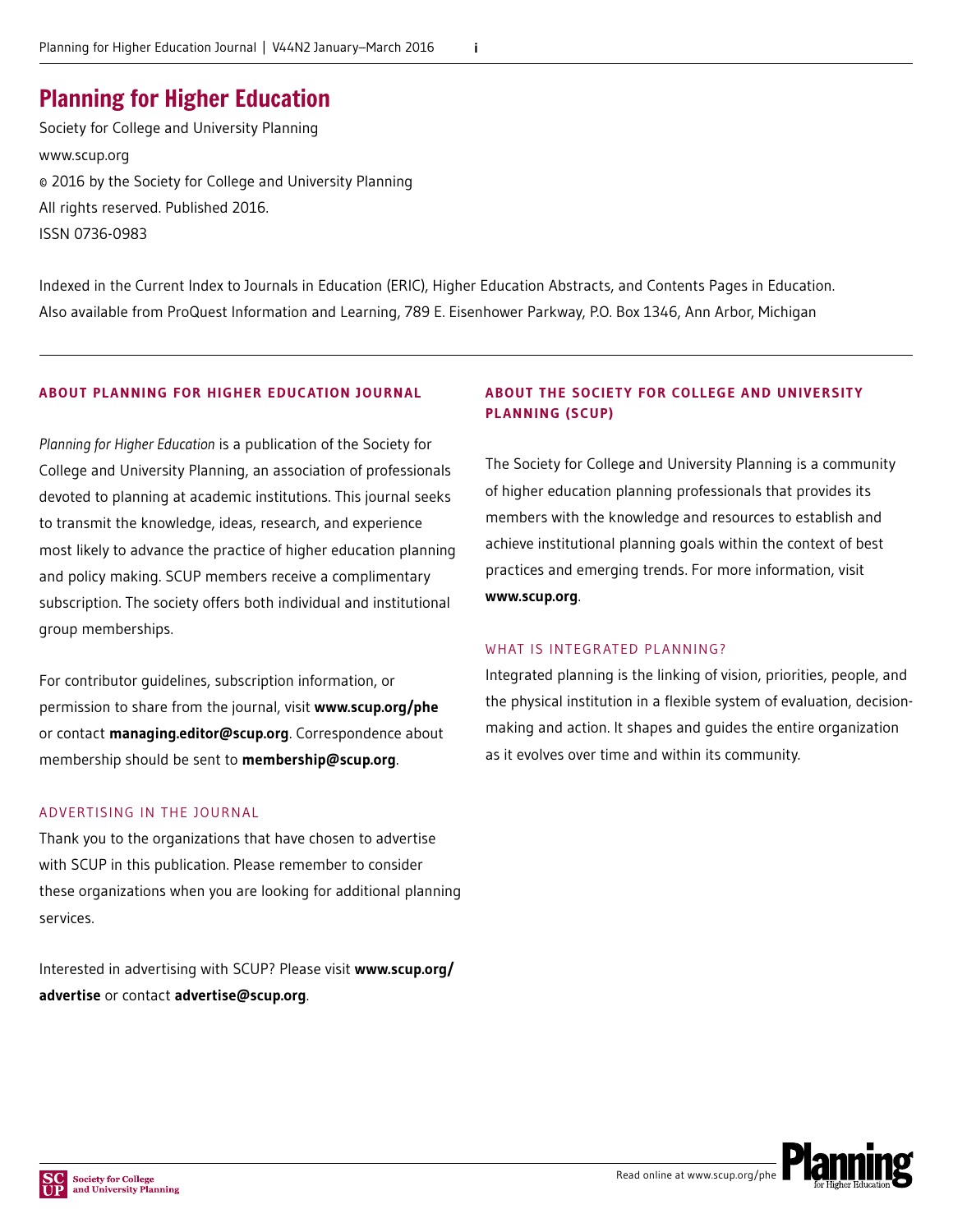# Planning for Higher Education

Society for College and University Planning
www.scup.org
© 2016 by the Society for College and University Planning
All rights reserved. Published 2016.
ISSN 0736-0983

Indexed in the Current Index to Journals in Education (ERIC), Higher Education Abstracts, and Contents Pages in Education. Also available from ProQuest Information and Learning, 789 E. Eisenhower Parkway, P.O. Box 1346, Ann Arbor, Michigan

## ABOUT PLANNING FOR HIGHER EDUCATION JOURNAL

*Planning for Higher Education* is a publication of the Society for College and University Planning, an association of professionals devoted to planning at academic institutions. This journal seeks to transmit the knowledge, ideas, research, and experience most likely to advance the practice of higher education planning and policy making. SCUP members receive a complimentary subscription. The society offers both individual and institutional group memberships.

For contributor guidelines, subscription information, or permission to share from the journal, visit **www.scup.org/phe** or contact **managing.editor@scup.org**. Correspondence about membership should be sent to **membership@scup.org**.

### ADVERTISING IN THE JOURNAL

Thank you to the organizations that have chosen to advertise with SCUP in this publication. Please remember to consider these organizations when you are looking for additional planning services.

Interested in advertising with SCUP? Please visit **www.scup.org/advertise** or contact **advertise@scup.org**.

## ABOUT THE SOCIETY FOR COLLEGE AND UNIVERSITY PLANNING (SCUP)

The Society for College and University Planning is a community of higher education planning professionals that provides its members with the knowledge and resources to establish and achieve institutional planning goals within the context of best practices and emerging trends. For more information, visit **www.scup.org**.

### WHAT IS INTEGRATED PLANNING?

Integrated planning is the linking of vision, priorities, people, and the physical institution in a flexible system of evaluation, decision-making and action. It shapes and guides the entire organization as it evolves over time and within its community.